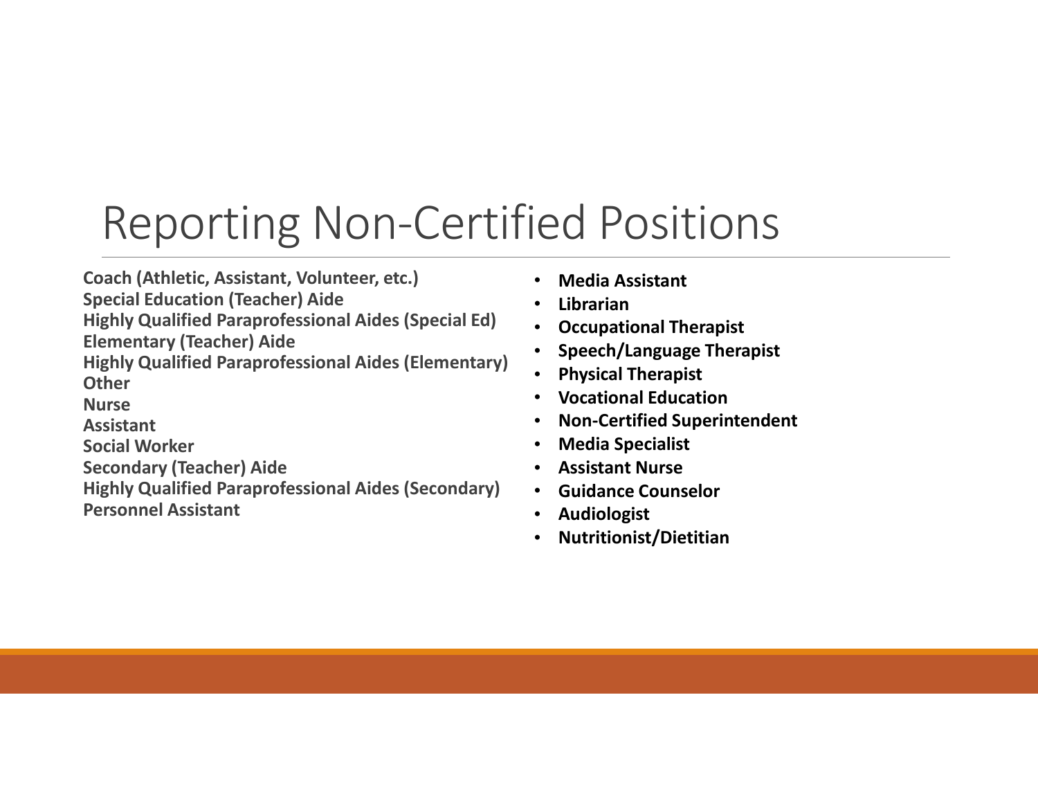# Reporting Non-Certified Positions

**Coach (Athletic, Assistant, Volunteer, etc.)**
**Special Education (Teacher) Aide**
**Highly Qualified Paraprofessional Aides (Special Ed)**
**Elementary (Teacher) Aide**
**Highly Qualified Paraprofessional Aides (Elementary)**
**Other**
**Nurse**
**Assistant**
**Social Worker**
**Secondary (Teacher) Aide**
**Highly Qualified Paraprofessional Aides (Secondary)**
**Personnel Assistant**

- **Media Assistant**
- **Librarian**
- **Occupational Therapist**
- **Speech/Language Therapist**
- **Physical Therapist**
- **Vocational Education**
- **Non-Certified Superintendent**
- **Media Specialist**
- **Assistant Nurse**
- **Guidance Counselor**
- **Audiologist**
- **Nutritionist/Dietitian**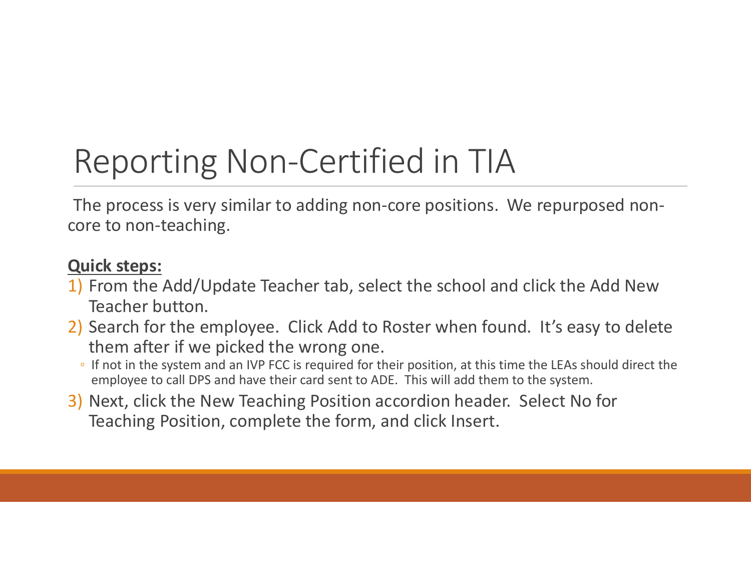# Reporting Non-Certified in TIA

The process is very similar to adding non-core positions. We repurposed non-core to non-teaching.

**Quick steps:**

1) From the Add/Update Teacher tab, select the school and click the Add New Teacher button.
2) Search for the employee. Click Add to Roster when found. It's easy to delete them after if we picked the wrong one.
   - If not in the system and an IVP FCC is required for their position, at this time the LEAs should direct the employee to call DPS and have their card sent to ADE. This will add them to the system.
3) Next, click the New Teaching Position accordion header. Select No for Teaching Position, complete the form, and click Insert.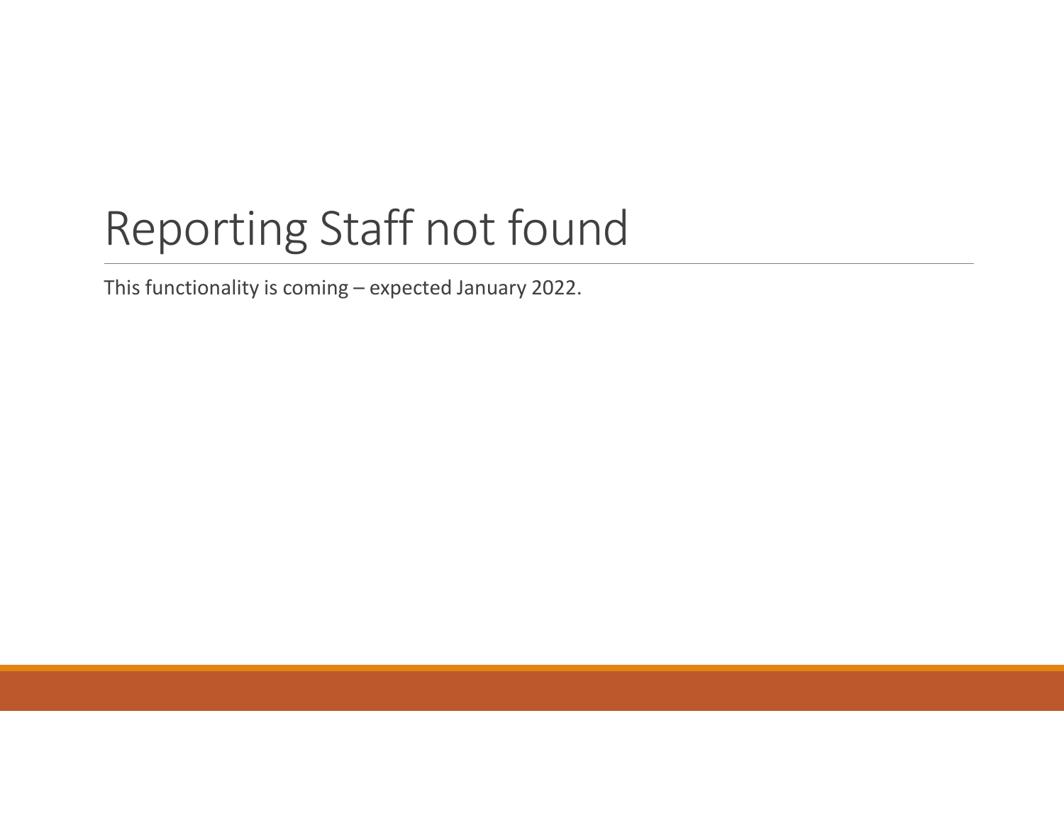# Reporting Staff not found

This functionality is coming – expected January 2022.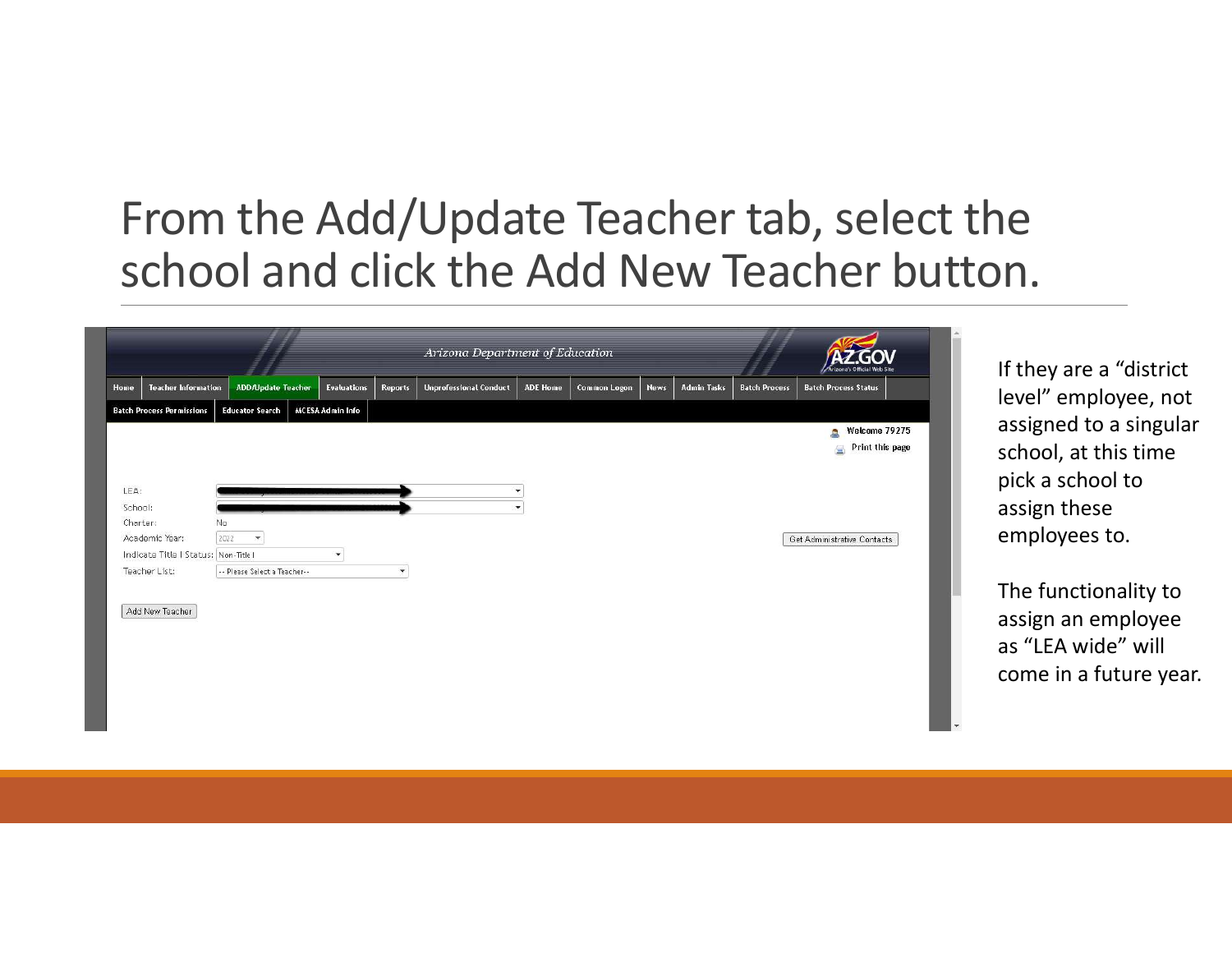# From the Add/Update Teacher tab, select the school and click the Add New Teacher button.

Arizona Department of Education

Home | Teacher Information | ADD/Update Teacher | Evaluations | Reports | Unprofessional Conduct | ADE Home | Common Logon | News | Admin Tasks | Batch Process | Batch Process Status

Batch Process Permissions | Educator Search | MCESA Admin Info

Welcome 79275

Print this page

LEA:

School:

Charter: No

Academic Year: 2022

Indicate Title I Status: Non-Title I

Teacher List: -- Please Select a Teacher--

Add New Teacher

Get Administrative Contacts

If they are a "district level" employee, not assigned to a singular school, at this time pick a school to assign these employees to.

The functionality to assign an employee as "LEA wide" will come in a future year.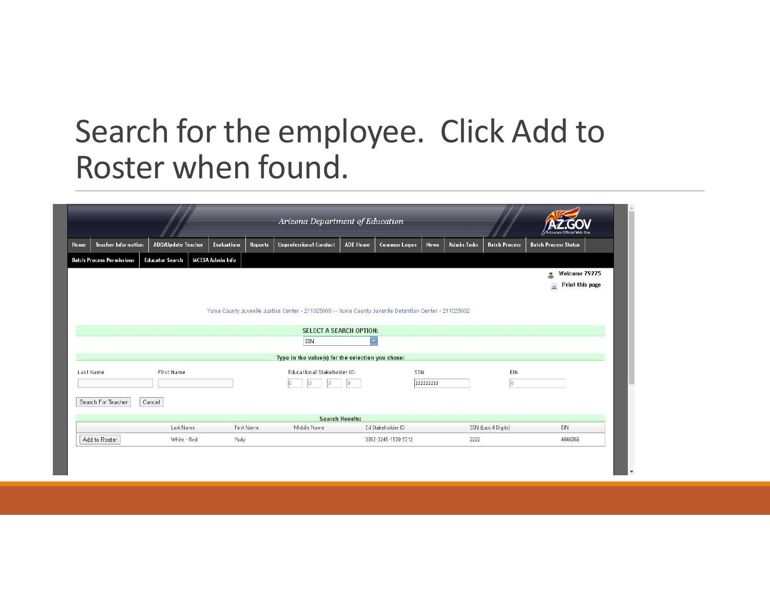# Search for the employee. Click Add to Roster when found.

Arizona Department of Education

Home | Teacher Information | ADD/Update Teacher | Evaluations | Reports | Unprofessional Conduct | ADE Home | Common Logon | News | Admin Tasks | Batch Process | Batch Process Status

Batch Process Permissions | Educator Search | MCESA Admin Info

Welcome 79275

Print this page

Yuma County Juvenile Justice Center - 211025000 -- Yuma County Juvenile Detention Center - 211025002

SELECT A SEARCH OPTION:

SSN

Type in the value(s) for the selection you chose:

| Last Name | First Name | Educational Stakeholder ID | SSN | EIN |
|---|---|---|---|---|
| | | 0 0 0 0 | 222222222 | 0 |

Search For Teacher | Cancel

Search Results:

| | Last Name | First Name | Middle Name | Ed Stakeholder ID | SSN (Last 4 Digits) | EIN |
|---|---|---|---|---|---|---|
| Add to Roster | White - Red | Yady | | 3852-3245-1538-5312 | 2222 | 4046066 |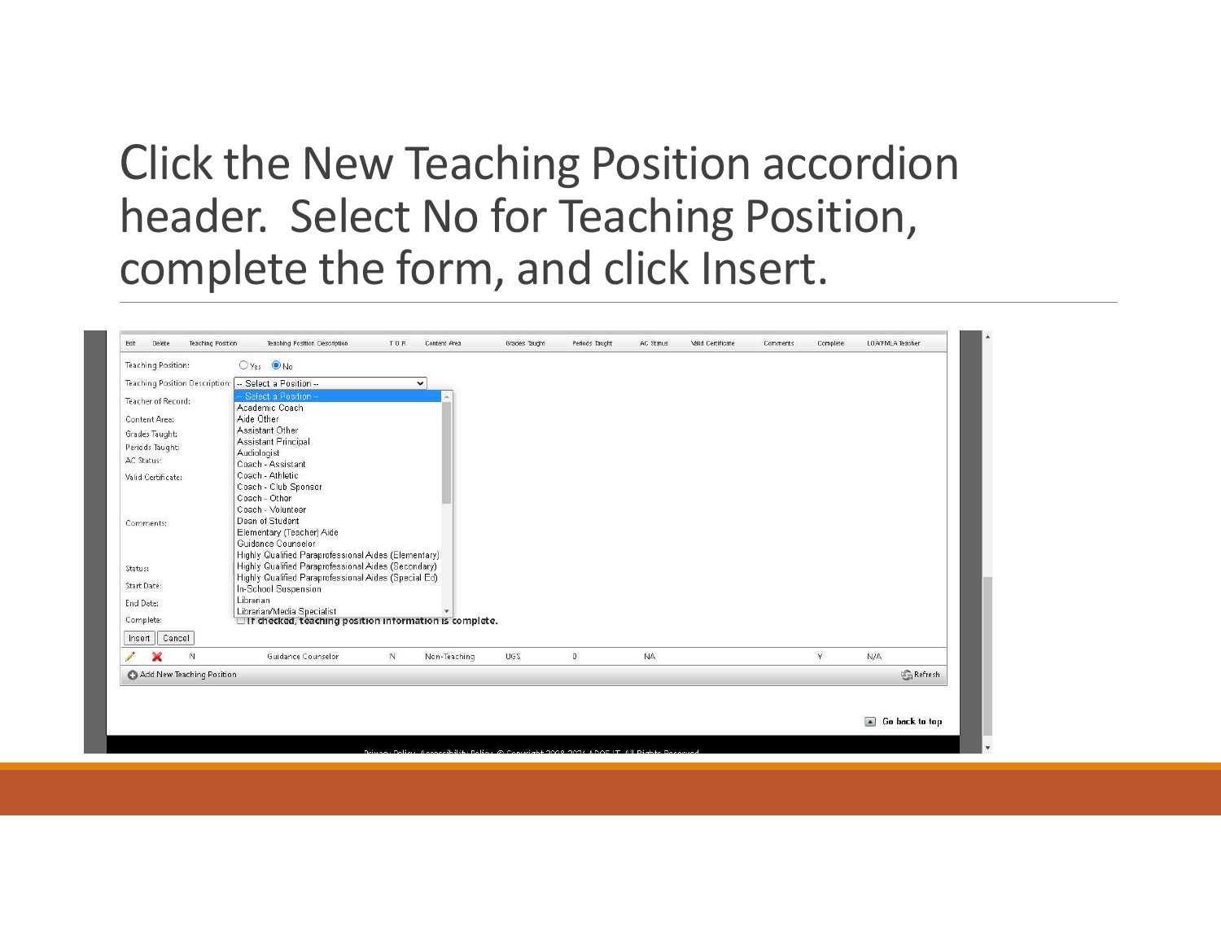# Click the New Teaching Position accordion header. Select No for Teaching Position, complete the form, and click Insert.

| Edit | Delete | Teaching Position | Teaching Position Description | T O R | Content Area | Grades Taught | Periods Taught | AC Status | Valid Certificate | Comments | Complete | LOA/FMLA Teacher |
|---|---|---|---|---|---|---|---|---|---|---|---|---|

Teaching Position: ○ Yes ● No

Teaching Position Description: -- Select a Position --

Teacher of Record:

Content Area:

Grades Taught:

Periods Taught:

AC Status:

Valid Certificate:

Comments:

Status:

Start Date:

End Date:

Complete: ☐ If checked, teaching position information is complete.

- -- Select a Position --
- Academic Coach
- Aide Other
- Assistant Other
- Assistant Principal
- Audiologist
- Coach - Assistant
- Coach - Athletic
- Coach - Club Sponsor
- Coach - Other
- Coach - Volunteer
- Dean of Student
- Elementary (Teacher) Aide
- Guidance Counselor
- Highly Qualified Paraprofessional Aides (Elementary)
- Highly Qualified Paraprofessional Aides (Secondary)
- Highly Qualified Paraprofessional Aides (Special Ed)
- In-School Suspension
- Librarian
- Librarian/Media Specialist

Insert | Cancel

| | | N | Guidance Counselor | N | Non-Teaching | UGS | 0 | NA | | | Y | N/A |
|---|---|---|---|---|---|---|---|---|---|---|---|---|

Add New Teaching Position | Refresh

Go back to top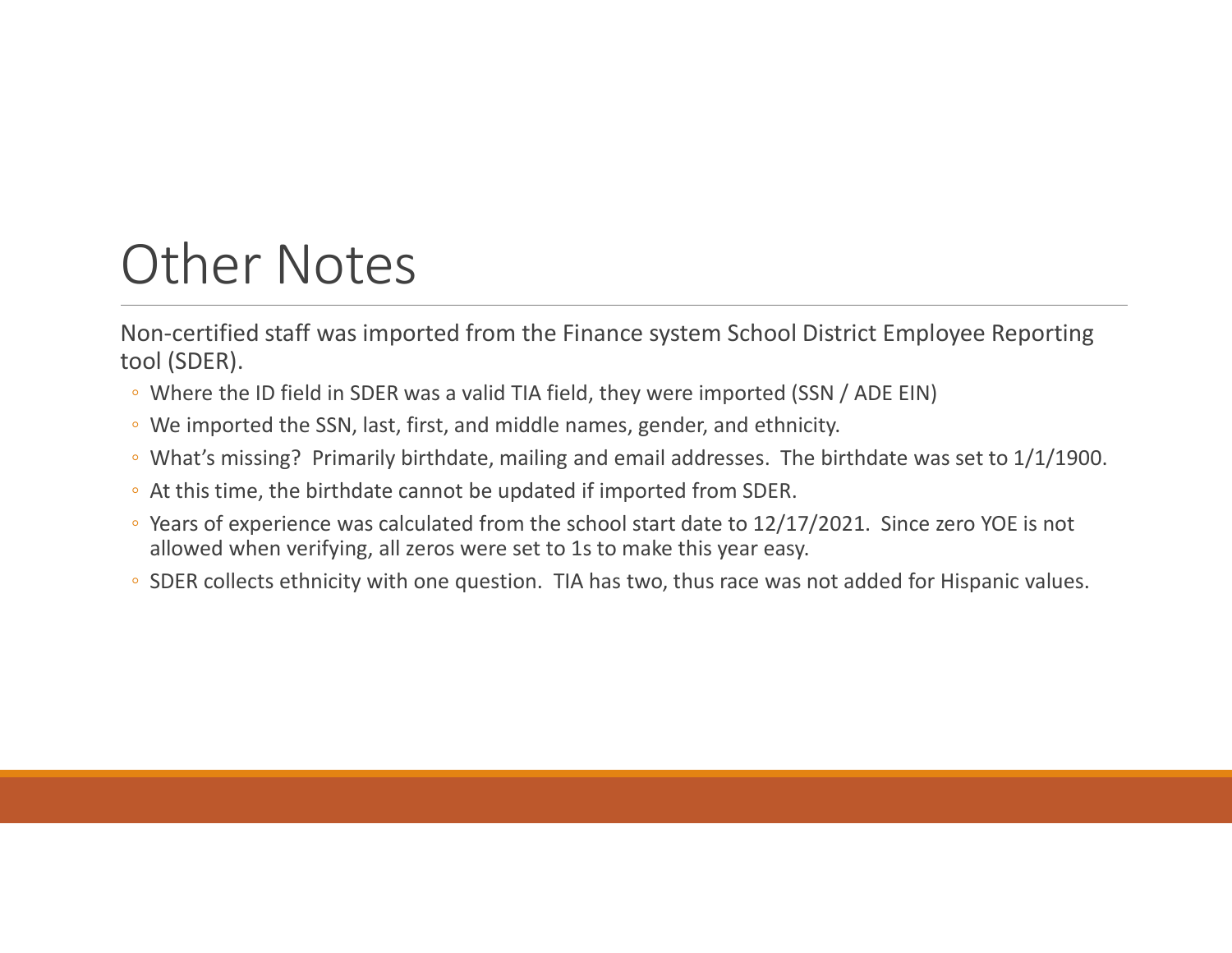# Other Notes

Non-certified staff was imported from the Finance system School District Employee Reporting tool (SDER).

- Where the ID field in SDER was a valid TIA field, they were imported (SSN / ADE EIN)
- We imported the SSN, last, first, and middle names, gender, and ethnicity.
- What's missing? Primarily birthdate, mailing and email addresses. The birthdate was set to 1/1/1900.
- At this time, the birthdate cannot be updated if imported from SDER.
- Years of experience was calculated from the school start date to 12/17/2021. Since zero YOE is not allowed when verifying, all zeros were set to 1s to make this year easy.
- SDER collects ethnicity with one question. TIA has two, thus race was not added for Hispanic values.